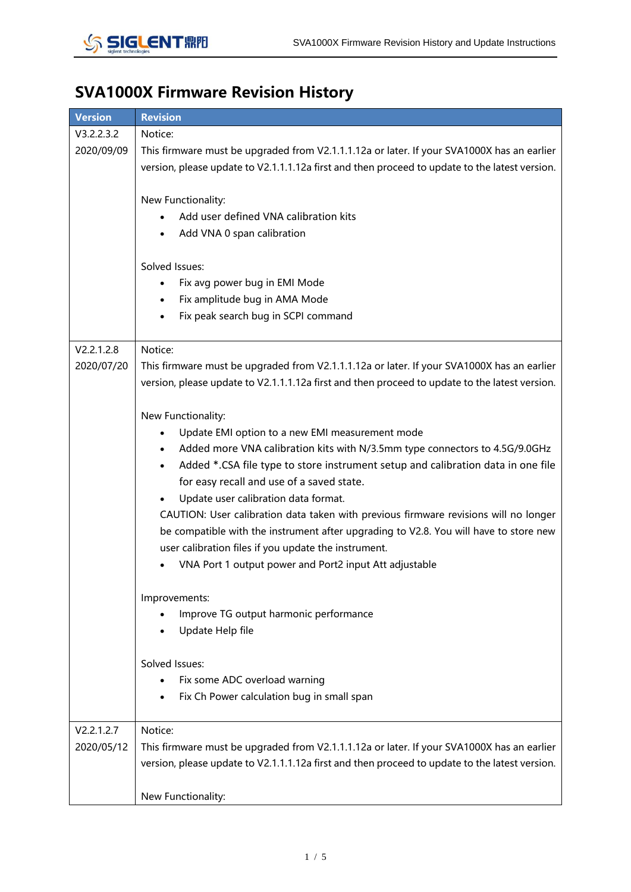# SVA1000X Firmware Revision History

| Version | Revision |
|---|---|
| V3.2.2.3.2<br>2020/09/09 | Notice:<br>This firmware must be upgraded from V2.1.1.1.12a or later. If your SVA1000X has an earlier version, please update to V2.1.1.1.12a first and then proceed to update to the latest version.<br><br>New Functionality:<br>• Add user defined VNA calibration kits<br>• Add VNA 0 span calibration<br><br>Solved Issues:<br>• Fix avg power bug in EMI Mode<br>• Fix amplitude bug in AMA Mode<br>• Fix peak search bug in SCPI command |
| V2.2.1.2.8<br>2020/07/20 | Notice:<br>This firmware must be upgraded from V2.1.1.1.12a or later. If your SVA1000X has an earlier version, please update to V2.1.1.1.12a first and then proceed to update to the latest version.<br><br>New Functionality:<br>• Update EMI option to a new EMI measurement mode<br>• Added more VNA calibration kits with N/3.5mm type connectors to 4.5G/9.0GHz<br>• Added *.CSA file type to store instrument setup and calibration data in one file for easy recall and use of a saved state.<br>• Update user calibration data format.<br>CAUTION: User calibration data taken with previous firmware revisions will no longer be compatible with the instrument after upgrading to V2.8. You will have to store new user calibration files if you update the instrument.<br>• VNA Port 1 output power and Port2 input Att adjustable<br><br>Improvements:<br>• Improve TG output harmonic performance<br>• Update Help file<br><br>Solved Issues:<br>• Fix some ADC overload warning<br>• Fix Ch Power calculation bug in small span |
| V2.2.1.2.7<br>2020/05/12 | Notice:<br>This firmware must be upgraded from V2.1.1.1.12a or later. If your SVA1000X has an earlier version, please update to V2.1.1.1.12a first and then proceed to update to the latest version.<br><br>New Functionality: |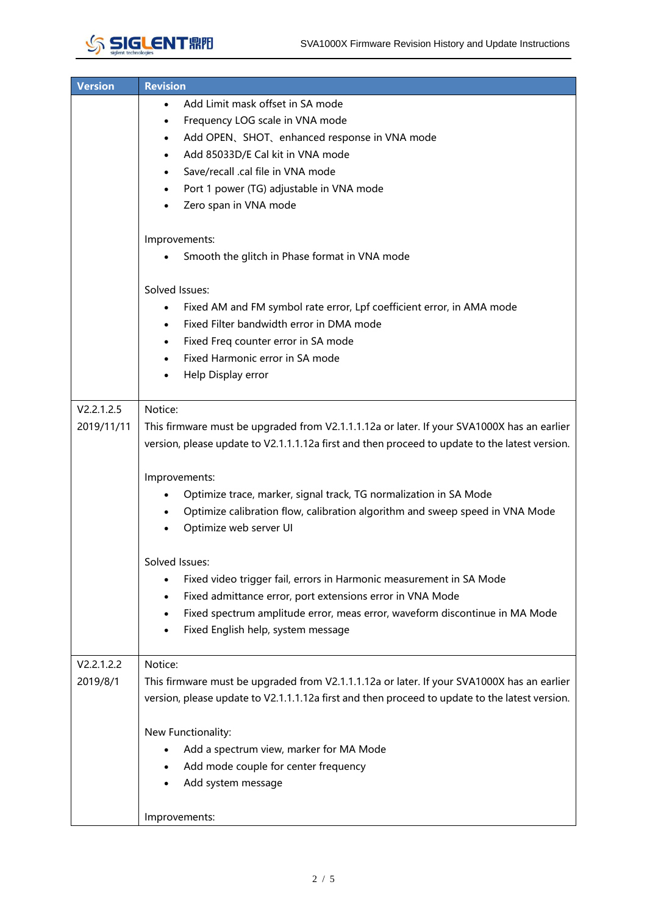| Version | Revision |
|---|---|
| | • Add Limit mask offset in SA mode<br>• Frequency LOG scale in VNA mode<br>• Add OPEN、SHOT、enhanced response in VNA mode<br>• Add 85033D/E Cal kit in VNA mode<br>• Save/recall .cal file in VNA mode<br>• Port 1 power (TG) adjustable in VNA mode<br>• Zero span in VNA mode<br><br>Improvements:<br>• Smooth the glitch in Phase format in VNA mode<br><br>Solved Issues:<br>• Fixed AM and FM symbol rate error, Lpf coefficient error, in AMA mode<br>• Fixed Filter bandwidth error in DMA mode<br>• Fixed Freq counter error in SA mode<br>• Fixed Harmonic error in SA mode<br>• Help Display error |
| V2.2.1.2.5<br>2019/11/11 | Notice:<br>This firmware must be upgraded from V2.1.1.1.12a or later. If your SVA1000X has an earlier version, please update to V2.1.1.1.12a first and then proceed to update to the latest version.<br><br>Improvements:<br>• Optimize trace, marker, signal track, TG normalization in SA Mode<br>• Optimize calibration flow, calibration algorithm and sweep speed in VNA Mode<br>• Optimize web server UI<br><br>Solved Issues:<br>• Fixed video trigger fail, errors in Harmonic measurement in SA Mode<br>• Fixed admittance error, port extensions error in VNA Mode<br>• Fixed spectrum amplitude error, meas error, waveform discontinue in MA Mode<br>• Fixed English help, system message |
| V2.2.1.2.2<br>2019/8/1 | Notice:<br>This firmware must be upgraded from V2.1.1.1.12a or later. If your SVA1000X has an earlier version, please update to V2.1.1.1.12a first and then proceed to update to the latest version.<br><br>New Functionality:<br>• Add a spectrum view, marker for MA Mode<br>• Add mode couple for center frequency<br>• Add system message<br><br>Improvements: |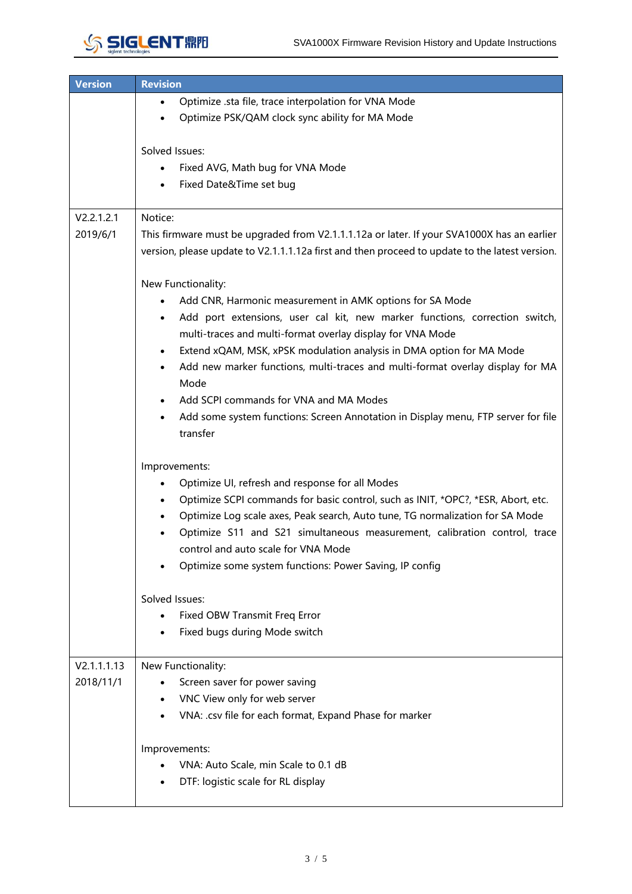| Version | Revision |
|---|---|
| | • Optimize .sta file, trace interpolation for VNA Mode<br>• Optimize PSK/QAM clock sync ability for MA Mode<br><br>Solved Issues:<br>• Fixed AVG, Math bug for VNA Mode<br>• Fixed Date&Time set bug |
| V2.2.1.2.1<br>2019/6/1 | Notice:<br>This firmware must be upgraded from V2.1.1.1.12a or later. If your SVA1000X has an earlier version, please update to V2.1.1.1.12a first and then proceed to update to the latest version.<br><br>New Functionality:<br>• Add CNR, Harmonic measurement in AMK options for SA Mode<br>• Add port extensions, user cal kit, new marker functions, correction switch, multi-traces and multi-format overlay display for VNA Mode<br>• Extend xQAM, MSK, xPSK modulation analysis in DMA option for MA Mode<br>• Add new marker functions, multi-traces and multi-format overlay display for MA Mode<br>• Add SCPI commands for VNA and MA Modes<br>• Add some system functions: Screen Annotation in Display menu, FTP server for file transfer<br><br>Improvements:<br>• Optimize UI, refresh and response for all Modes<br>• Optimize SCPI commands for basic control, such as INIT, *OPC?, *ESR, Abort, etc.<br>• Optimize Log scale axes, Peak search, Auto tune, TG normalization for SA Mode<br>• Optimize S11 and S21 simultaneous measurement, calibration control, trace control and auto scale for VNA Mode<br>• Optimize some system functions: Power Saving, IP config<br><br>Solved Issues:<br>• Fixed OBW Transmit Freq Error<br>• Fixed bugs during Mode switch |
| V2.1.1.1.13<br>2018/11/1 | New Functionality:<br>• Screen saver for power saving<br>• VNC View only for web server<br>• VNA: .csv file for each format, Expand Phase for marker<br><br>Improvements:<br>• VNA: Auto Scale, min Scale to 0.1 dB<br>• DTF: logistic scale for RL display |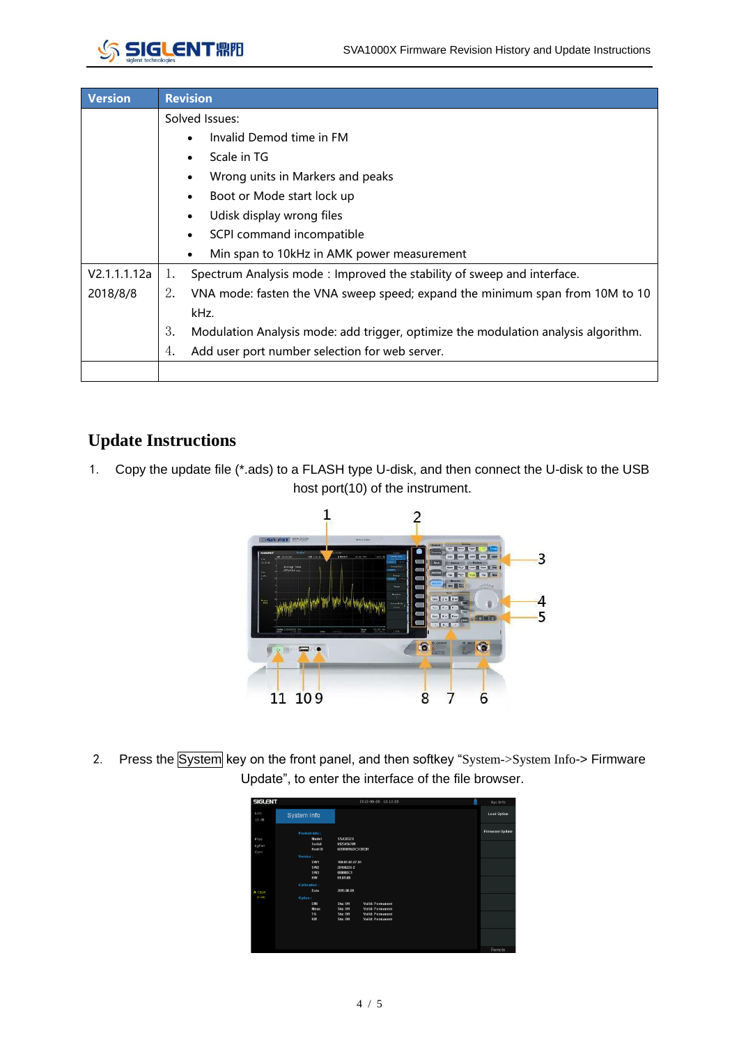| Version | Revision |
|---|---|
| | Solved Issues:<br>• Invalid Demod time in FM<br>• Scale in TG<br>• Wrong units in Markers and peaks<br>• Boot or Mode start lock up<br>• Udisk display wrong files<br>• SCPI command incompatible<br>• Min span to 10kHz in AMK power measurement |
| V2.1.1.1.12a<br>2018/8/8 | 1. Spectrum Analysis mode：Improved the stability of sweep and interface.<br>2. VNA mode: fasten the VNA sweep speed; expand the minimum span from 10M to 10 kHz.<br>3. Modulation Analysis mode: add trigger, optimize the modulation analysis algorithm.<br>4. Add user port number selection for web server. |
| | |

## Update Instructions

1. Copy the update file (*.ads) to a FLASH type U-disk, and then connect the U-disk to the USB host port(10) of the instrument.

2. Press the System key on the front panel, and then softkey "System->System Info-> Firmware Update", to enter the interface of the file browser.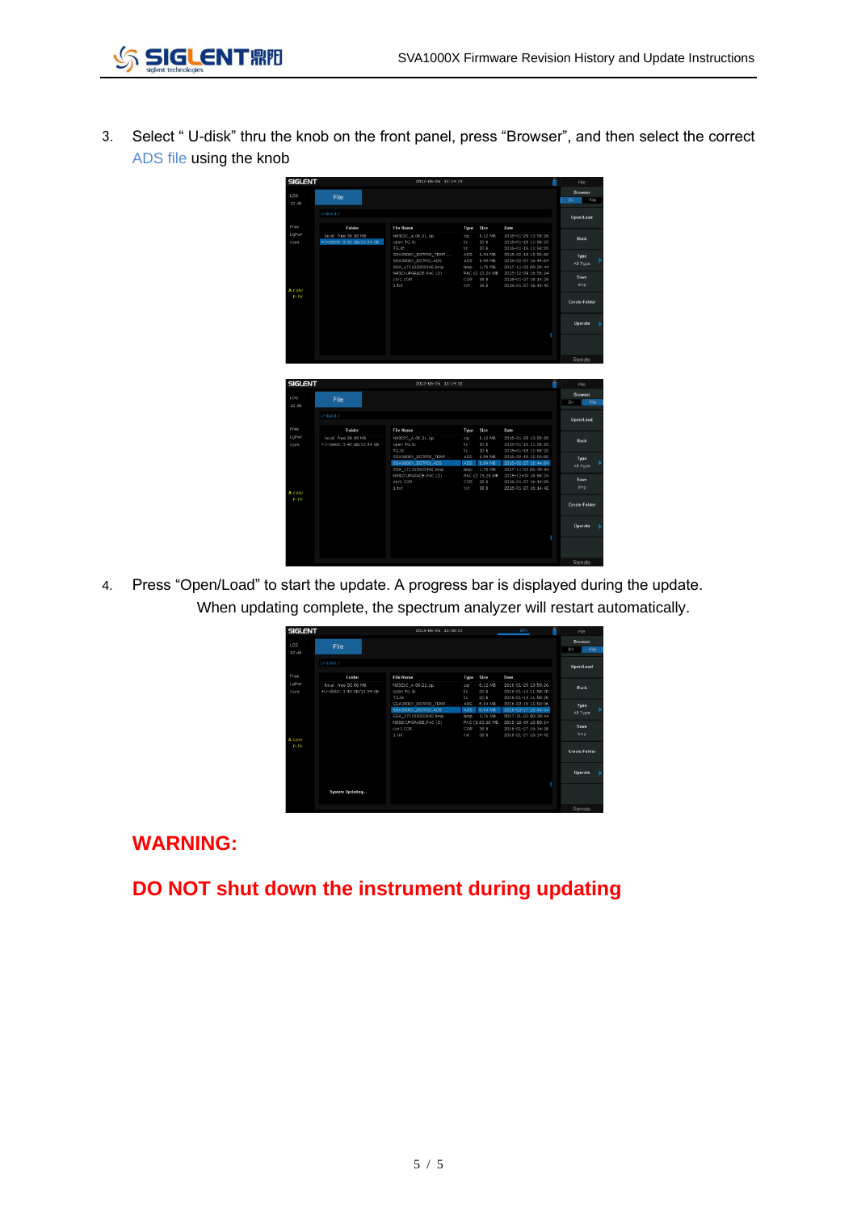3. Select " U-disk" thru the knob on the front panel, press "Browser", and then select the correct ADS file using the knob

4. Press "Open/Load" to start the update. A progress bar is displayed during the update. When updating complete, the spectrum analyzer will restart automatically.

**WARNING:**

**DO NOT shut down the instrument during updating**